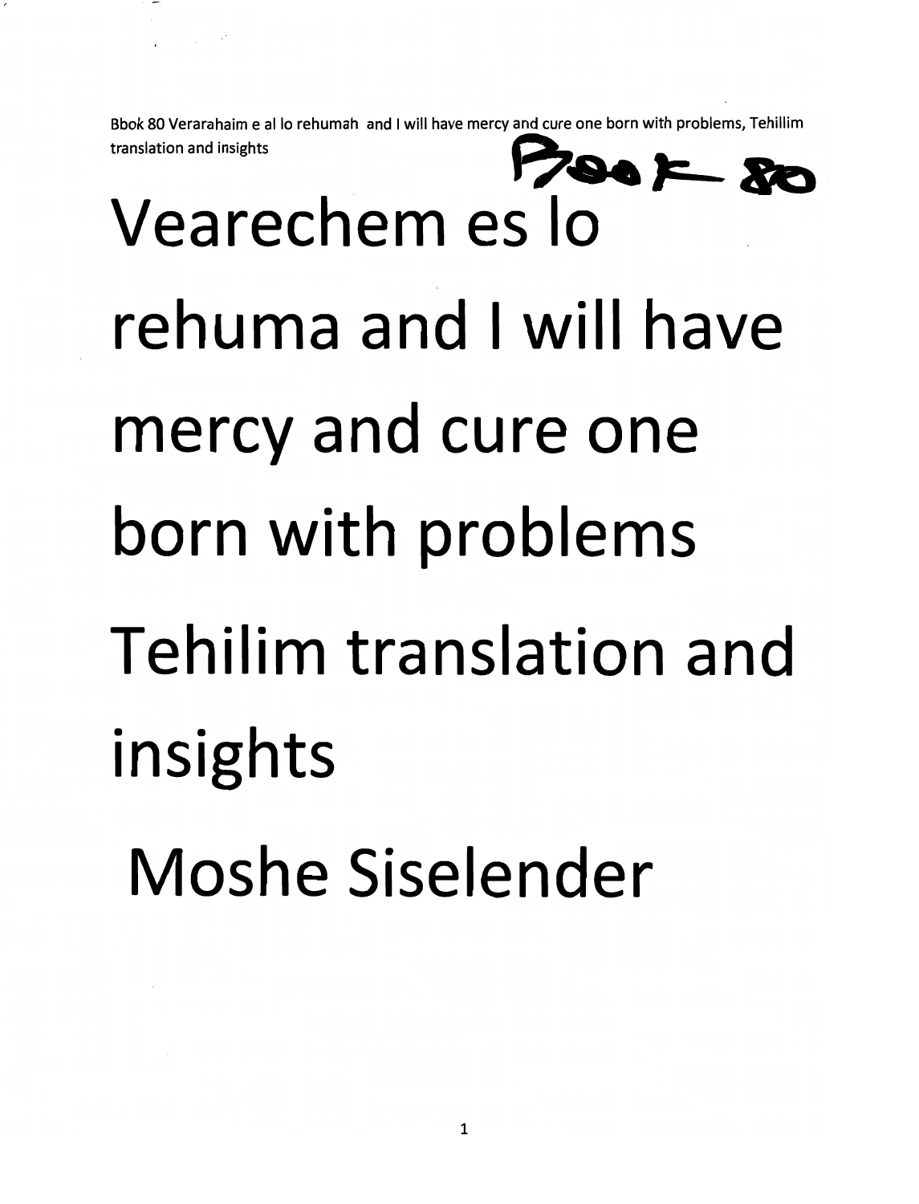Bbok 80 Verarahaim e al lo rehumah and I will have mercy and cure one born with problems, Tehillim translation and insights

Book 80

# Vearechem es lo rehuma and I will have mercy and cure one born with problems Tehilim translation and insights

## Moshe Siselender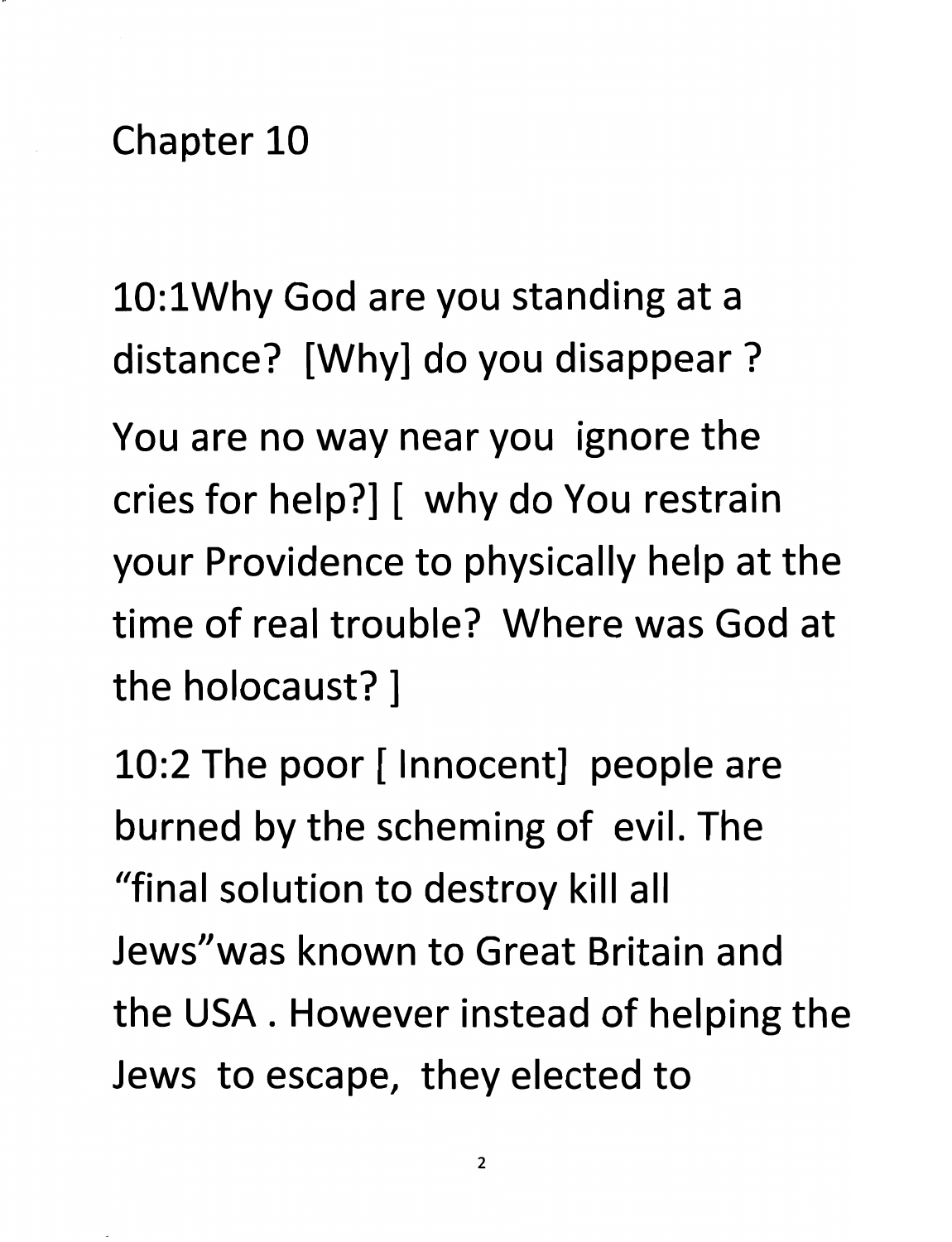# Chapter 10

10:1Why God are you standing at a distance? [Why] do you disappear ?

You are no way near you ignore the cries for help?] [ why do You restrain your Providence to physically help at the time of real trouble? Where was God at the holocaust? ]

10:2 The poor [ Innocent] people are burned by the scheming of evil. The "final solution to destroy kill all Jews"was known to Great Britain and the USA . However instead of helping the Jews to escape, they elected to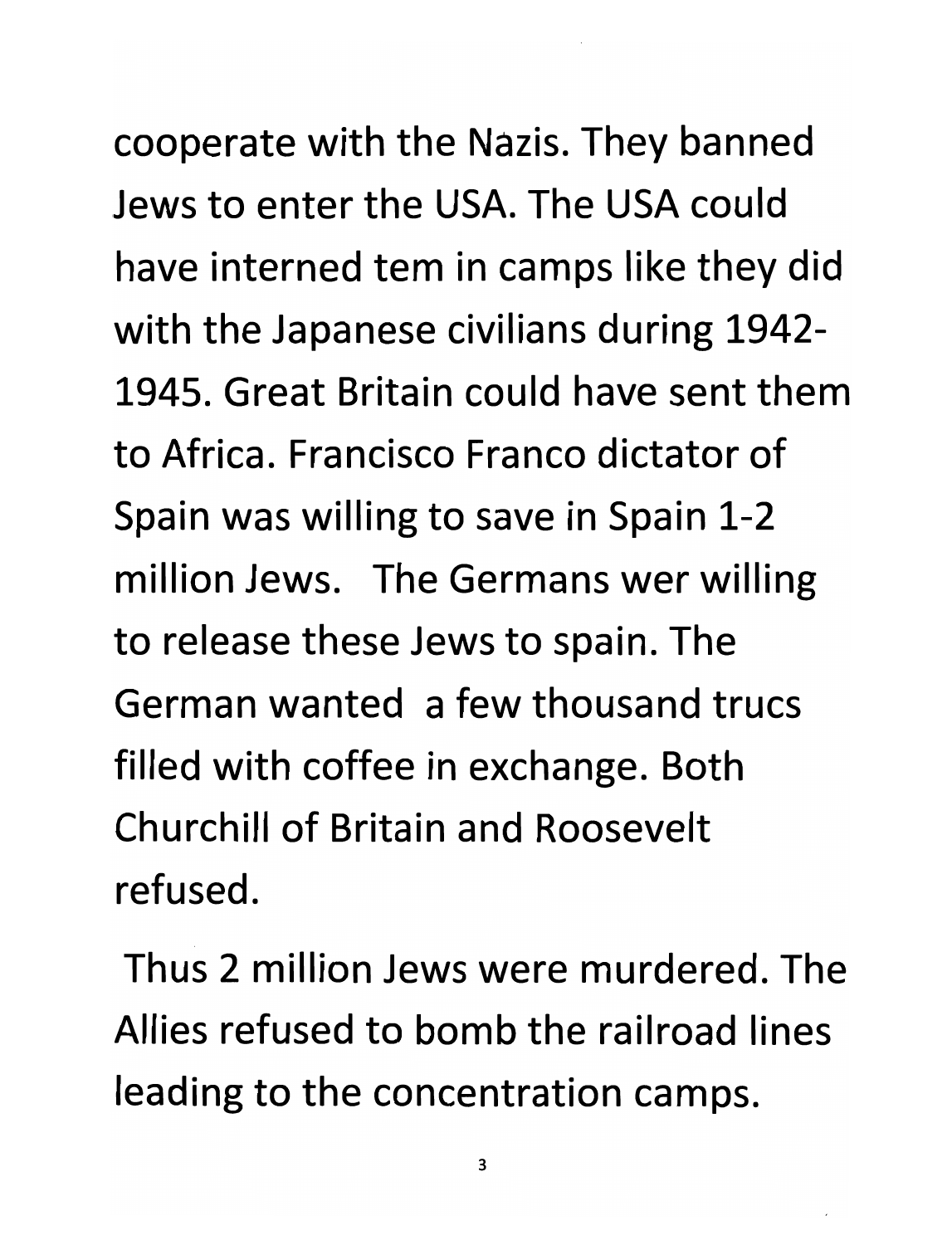cooperate with the Nazis. They banned Jews to enter the USA. The USA could have interned tem in camps like they did with the Japanese civilians during 1942-1945. Great Britain could have sent them to Africa. Francisco Franco dictator of Spain was willing to save in Spain 1-2 million Jews. The Germans wer willing to release these Jews to spain. The German wanted a few thousand trucs filled with coffee in exchange. Both Churchill of Britain and Roosevelt refused.

Thus 2 million Jews were murdered. The Allies refused to bomb the railroad lines leading to the concentration camps.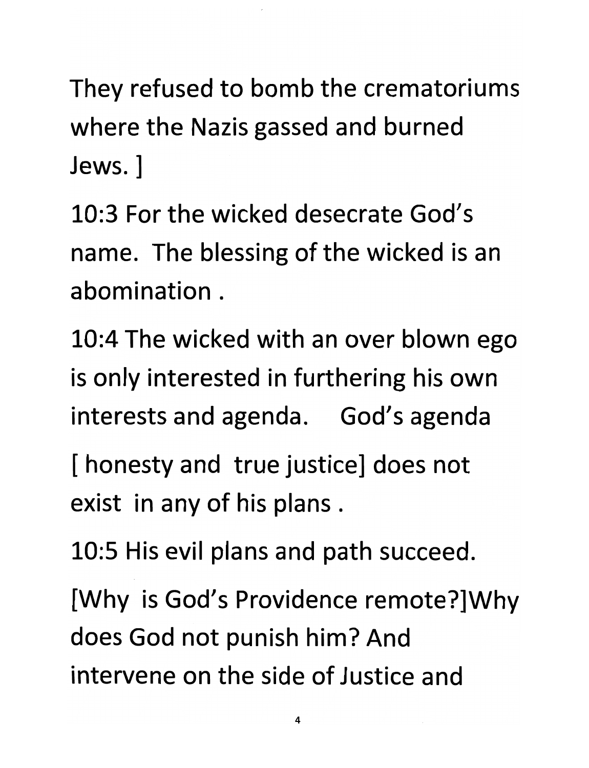They refused to bomb the crematoriums where the Nazis gassed and burned Jews. ]

10:3 For the wicked desecrate God's name. The blessing of the wicked is an abomination .

10:4 The wicked with an over blown ego is only interested in furthering his own interests and agenda. God's agenda [ honesty and true justice] does not exist in any of his plans .

10:5 His evil plans and path succeed. [Why is God's Providence remote?]Why does God not punish him? And intervene on the side of Justice and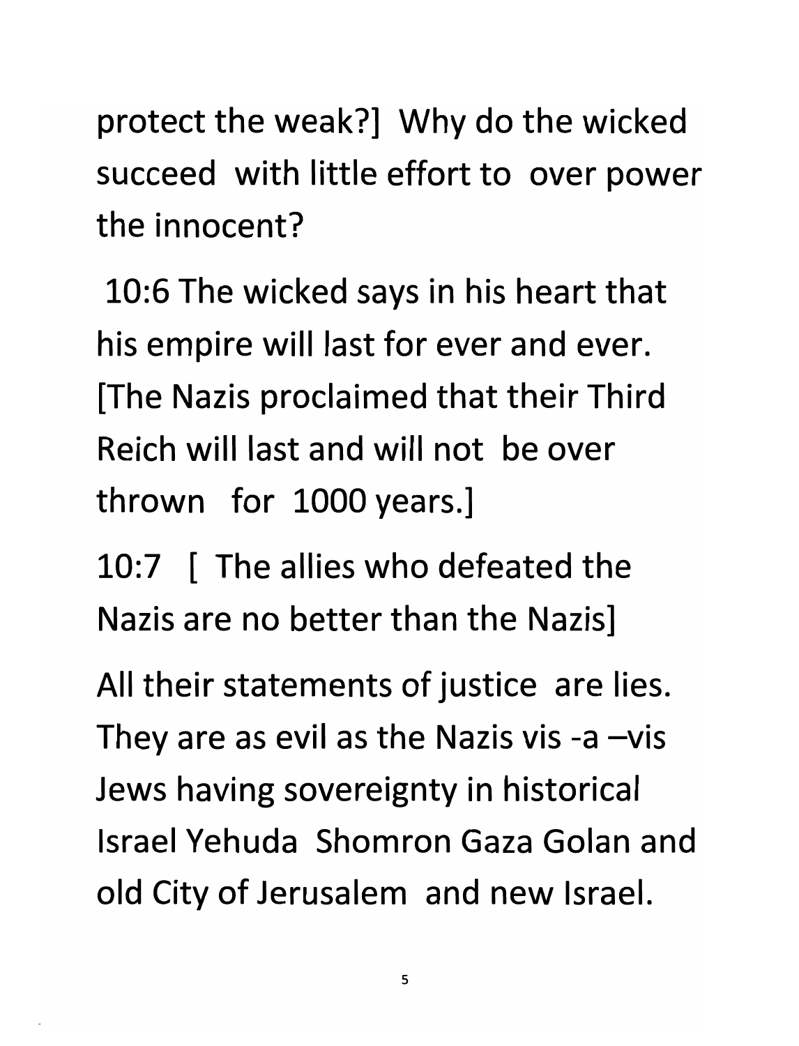protect the weak?] Why do the wicked succeed with little effort to over power the innocent?

10:6 The wicked says in his heart that his empire will last for ever and ever. [The Nazis proclaimed that their Third Reich will last and will not be over thrown for 1000 years.]

10:7 [ The allies who defeated the Nazis are no better than the Nazis]

All their statements of justice are lies. They are as evil as the Nazis vis -a –vis Jews having sovereignty in historical Israel Yehuda Shomron Gaza Golan and old City of Jerusalem and new Israel.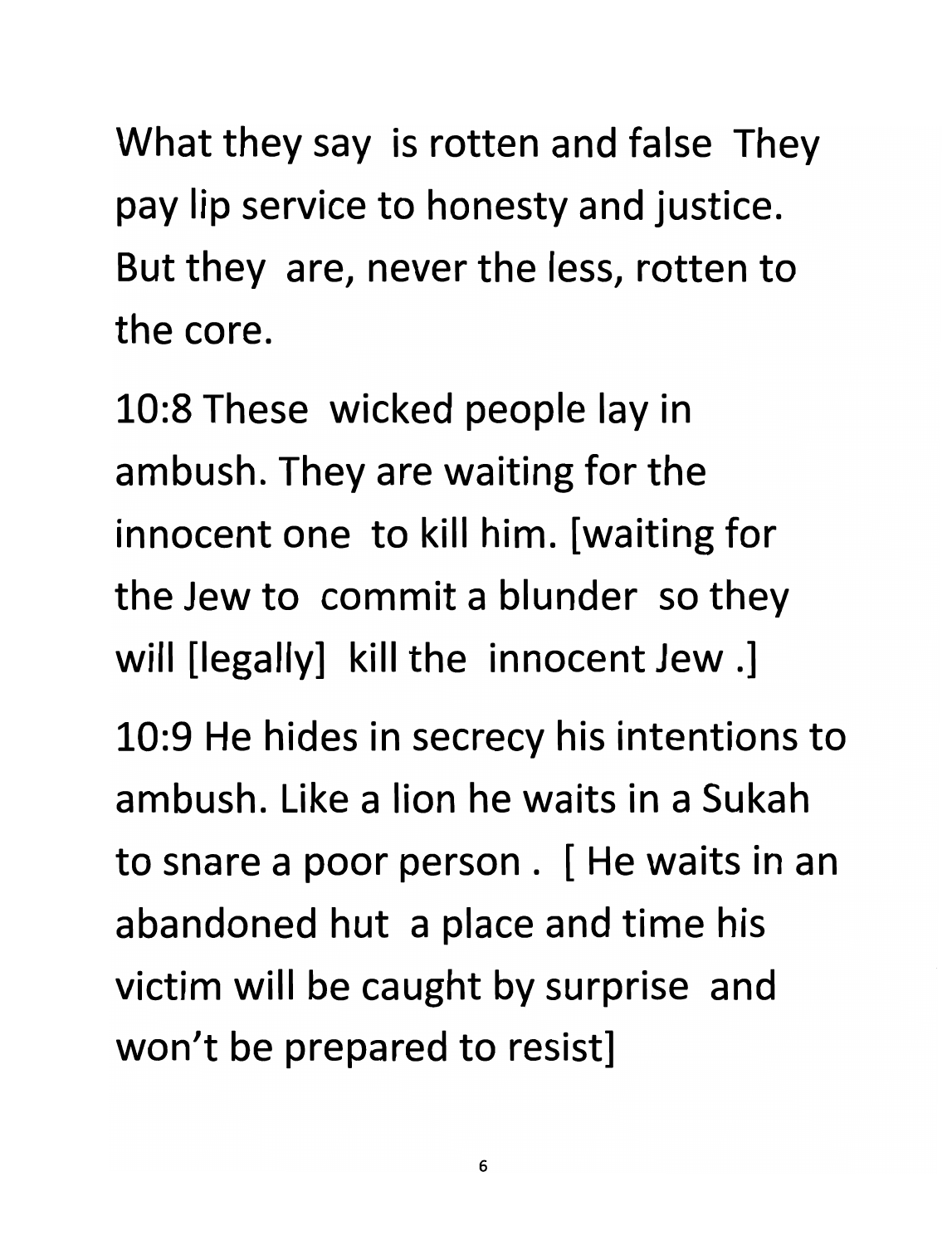What they say is rotten and false They pay lip service to honesty and justice. But they are, never the less, rotten to the core.

10:8 These wicked people lay in ambush. They are waiting for the innocent one to kill him. [waiting for the Jew to commit a blunder so they will [legally] kill the innocent Jew .]

10:9 He hides in secrecy his intentions to ambush. Like a lion he waits in a Sukah to snare a poor person . [ He waits in an abandoned hut a place and time his victim will be caught by surprise and won't be prepared to resist]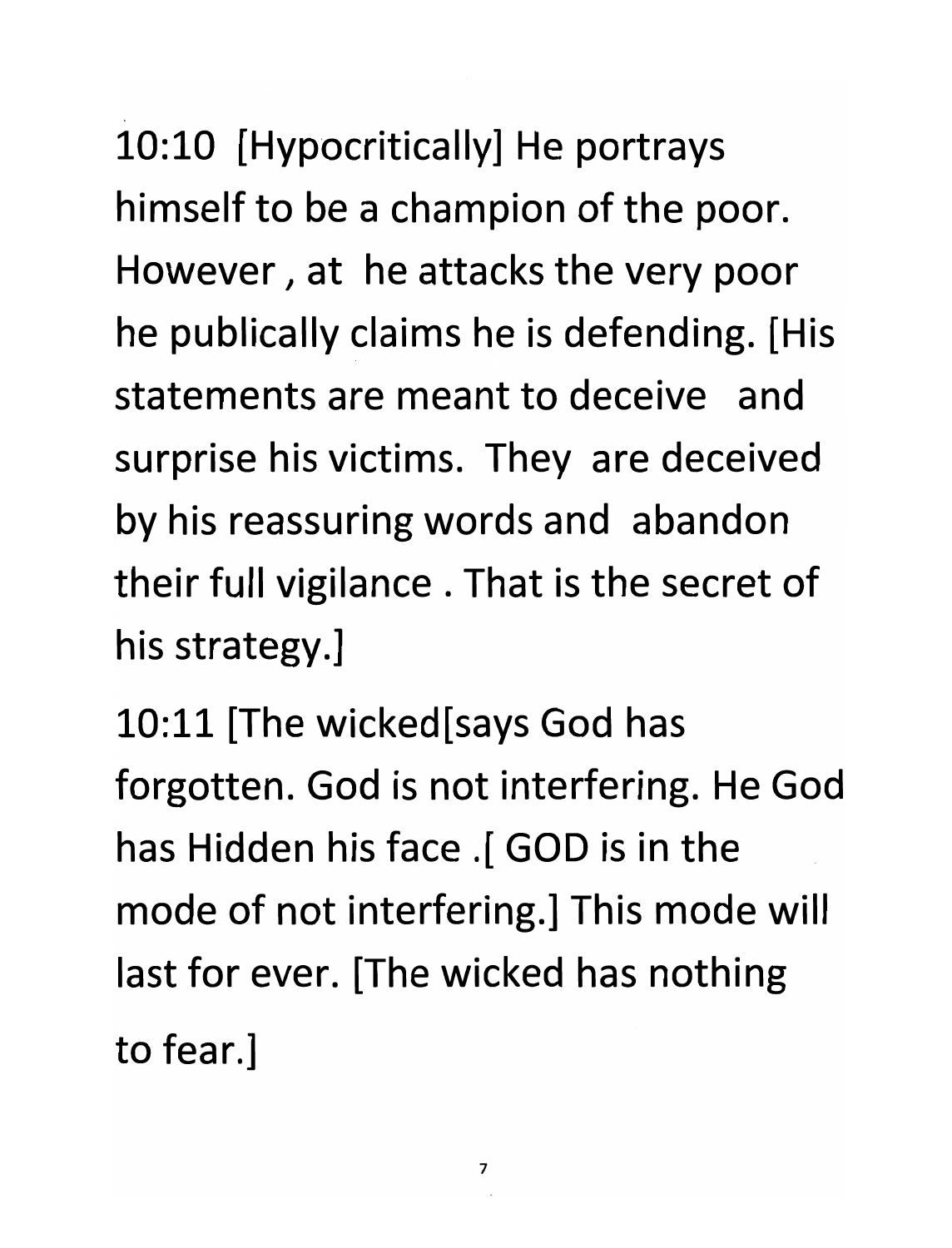10:10 [Hypocritically] He portrays himself to be a champion of the poor. However , at he attacks the very poor he publically claims he is defending. [His statements are meant to deceive and surprise his victims. They are deceived by his reassuring words and abandon their full vigilance . That is the secret of his strategy.]

10:11 [The wicked[says God has forgotten. God is not interfering. He God has Hidden his face .[ GOD is in the mode of not interfering.] This mode will last for ever. [The wicked has nothing to fear.]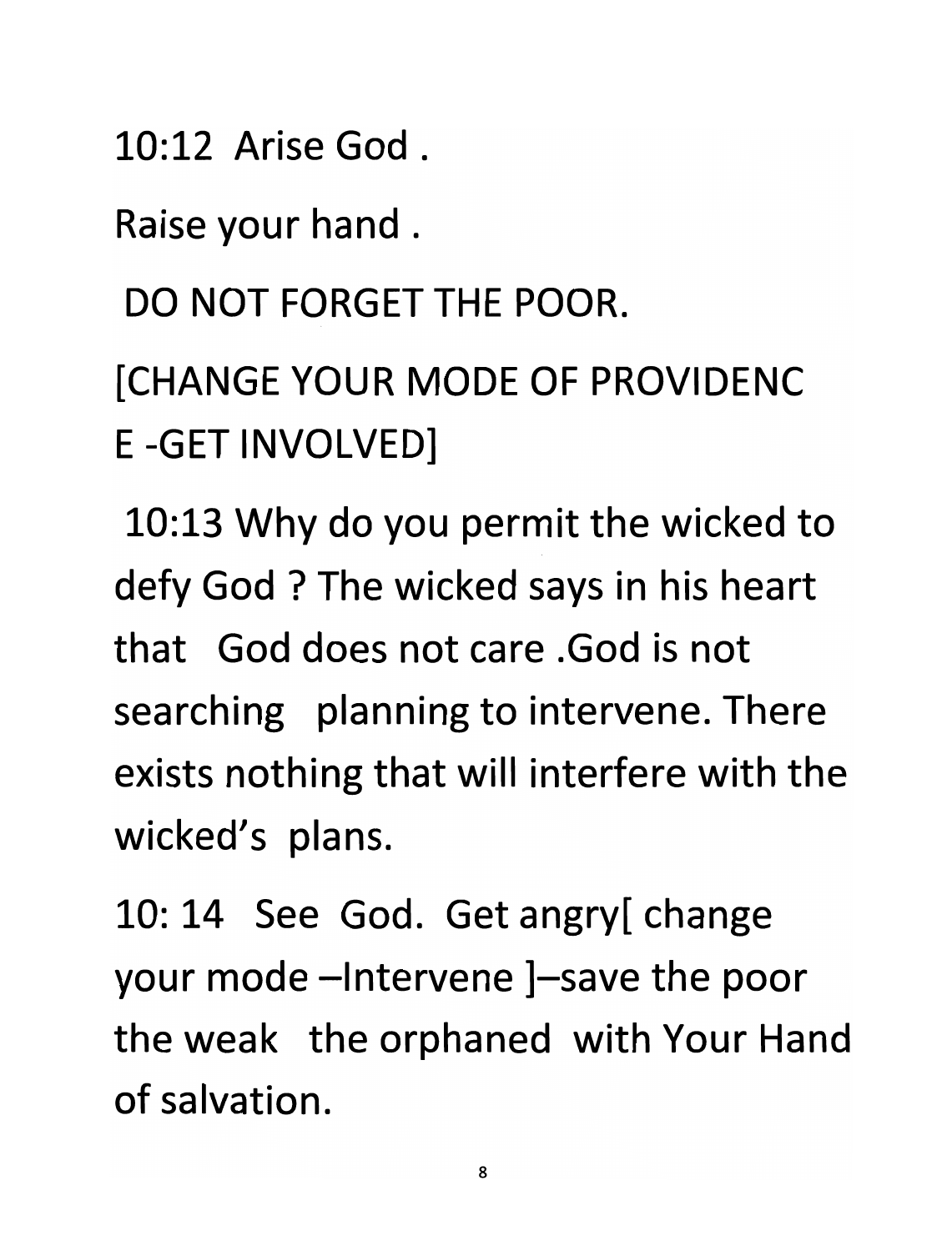10:12 Arise God .

Raise your hand .

DO NOT FORGET THE POOR.

[CHANGE YOUR MODE OF PROVIDENCE -GET INVOLVED]

10:13 Why do you permit the wicked to defy God ? The wicked says in his heart that God does not care .God is not searching planning to intervene. There exists nothing that will interfere with the wicked's plans.

10: 14 See God. Get angry[ change your mode –Intervene ]–save the poor the weak the orphaned with Your Hand of salvation.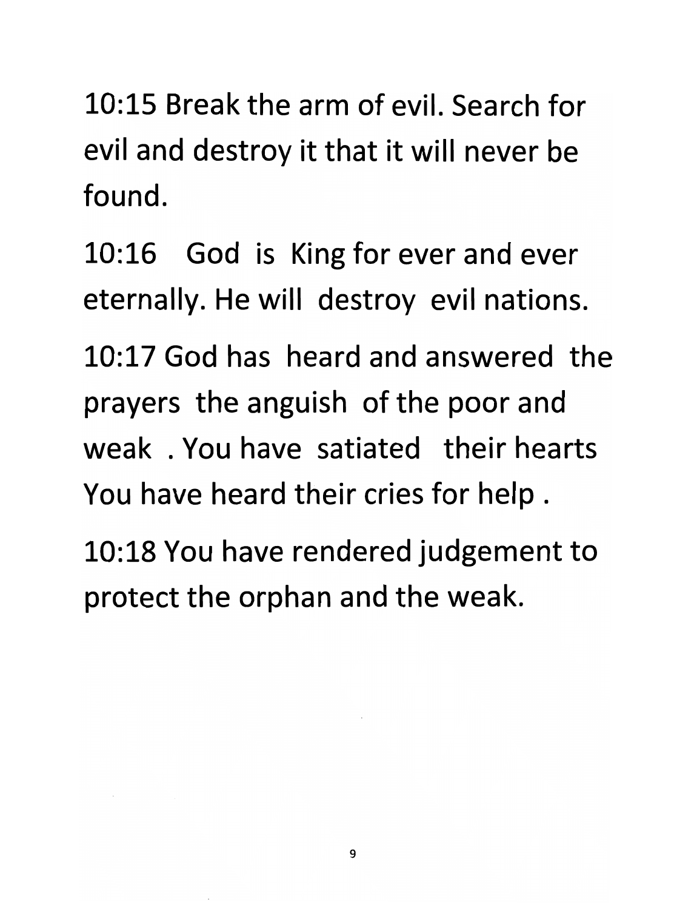10:15 Break the arm of evil. Search for evil and destroy it that it will never be found.

10:16 God is King for ever and ever eternally. He will destroy evil nations.

10:17 God has heard and answered the prayers the anguish of the poor and weak . You have satiated their hearts You have heard their cries for help .

10:18 You have rendered judgement to protect the orphan and the weak.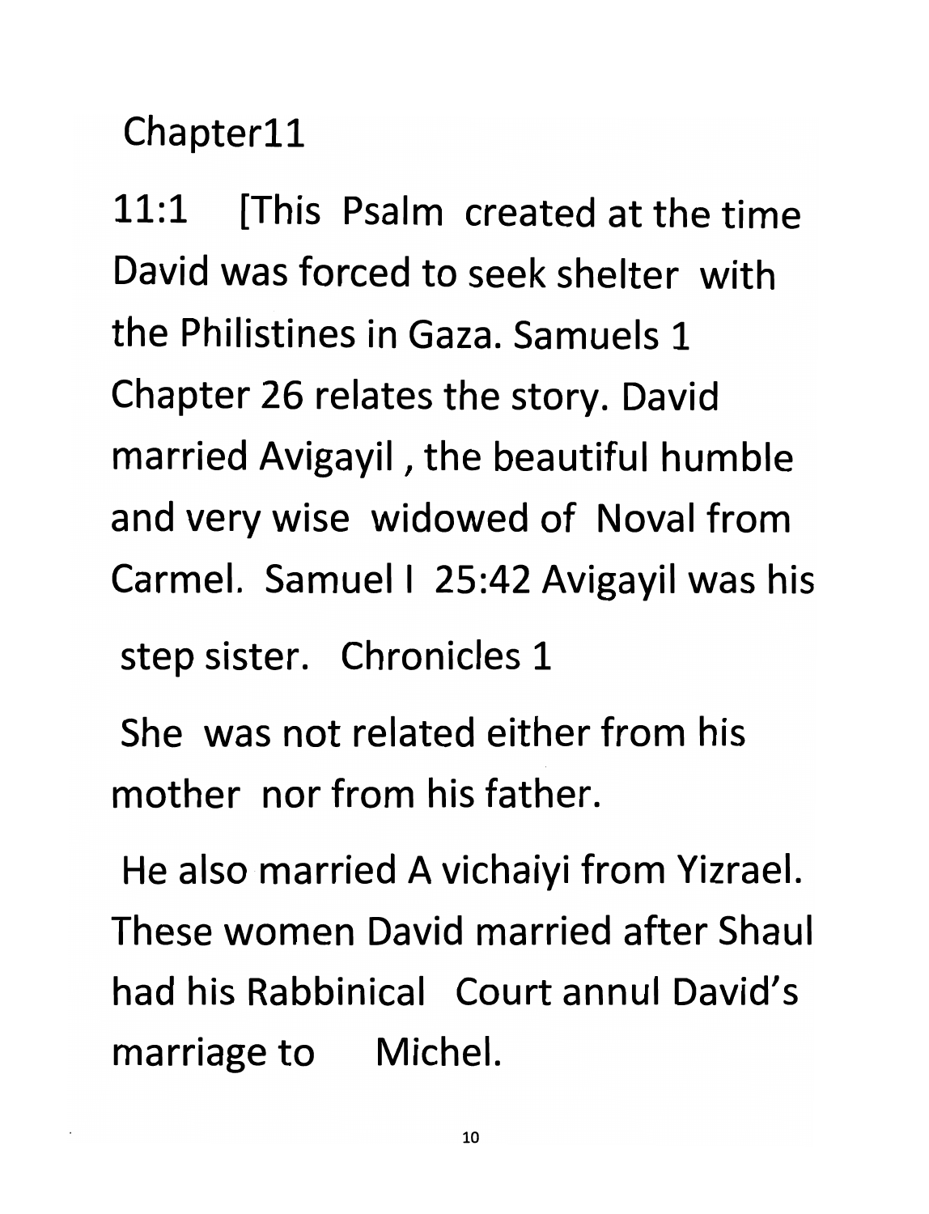Chapter11

11:1 [This Psalm created at the time David was forced to seek shelter with the Philistines in Gaza. Samuels 1 Chapter 26 relates the story. David married Avigayil , the beautiful humble and very wise widowed of Noval from Carmel. Samuel I 25:42 Avigayil was his step sister. Chronicles 1

She was not related either from his mother nor from his father.

He also married A vichaiyi from Yizrael. These women David married after Shaul had his Rabbinical Court annul David's marriage to Michel.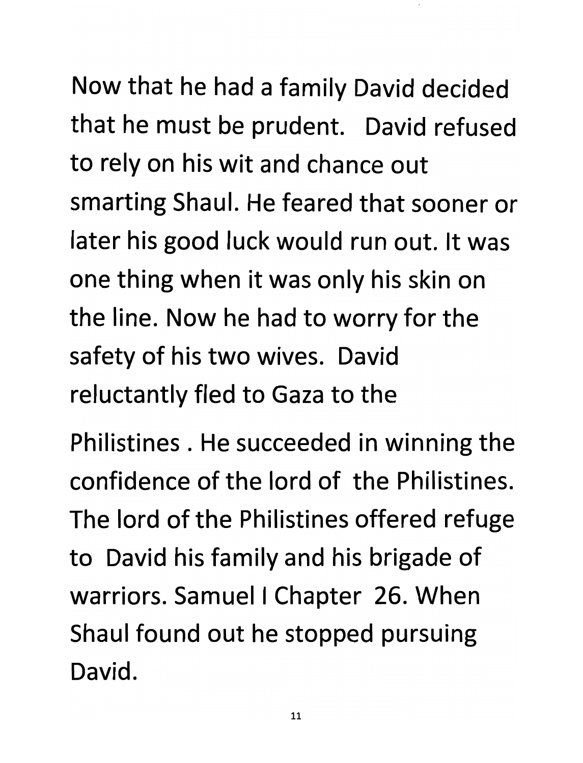Now that he had a family David decided that he must be prudent. David refused to rely on his wit and chance out smarting Shaul. He feared that sooner or later his good luck would run out. It was one thing when it was only his skin on the line. Now he had to worry for the safety of his two wives. David reluctantly fled to Gaza to the

Philistines . He succeeded in winning the confidence of the lord of the Philistines. The lord of the Philistines offered refuge to David his family and his brigade of warriors. Samuel I Chapter 26. When Shaul found out he stopped pursuing David.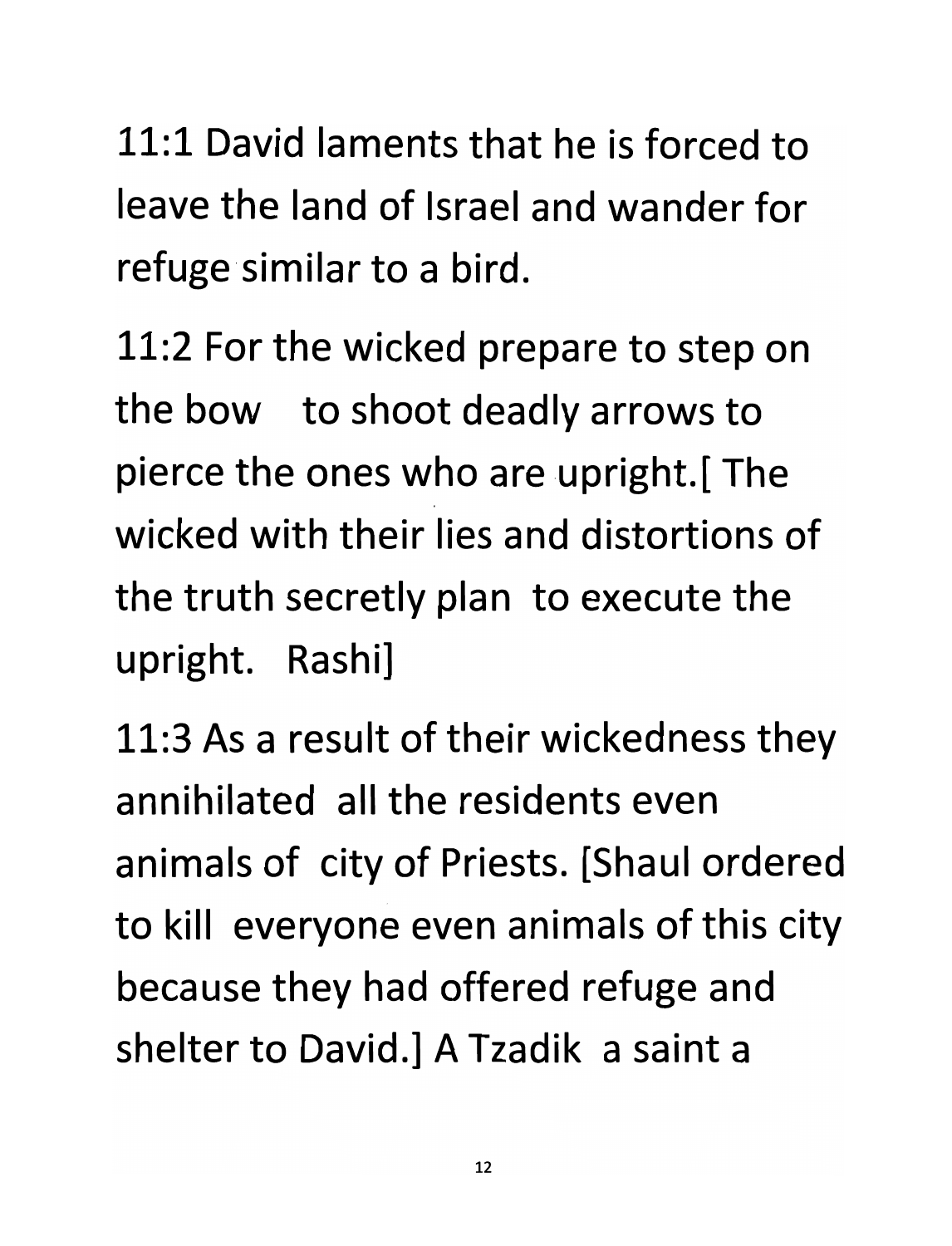11:1 David laments that he is forced to leave the land of Israel and wander for refuge similar to a bird.

11:2 For the wicked prepare to step on the bow to shoot deadly arrows to pierce the ones who are upright.[ The wicked with their lies and distortions of the truth secretly plan to execute the upright. Rashi]

11:3 As a result of their wickedness they annihilated all the residents even animals of city of Priests. [Shaul ordered to kill everyone even animals of this city because they had offered refuge and shelter to David.] A Tzadik a saint a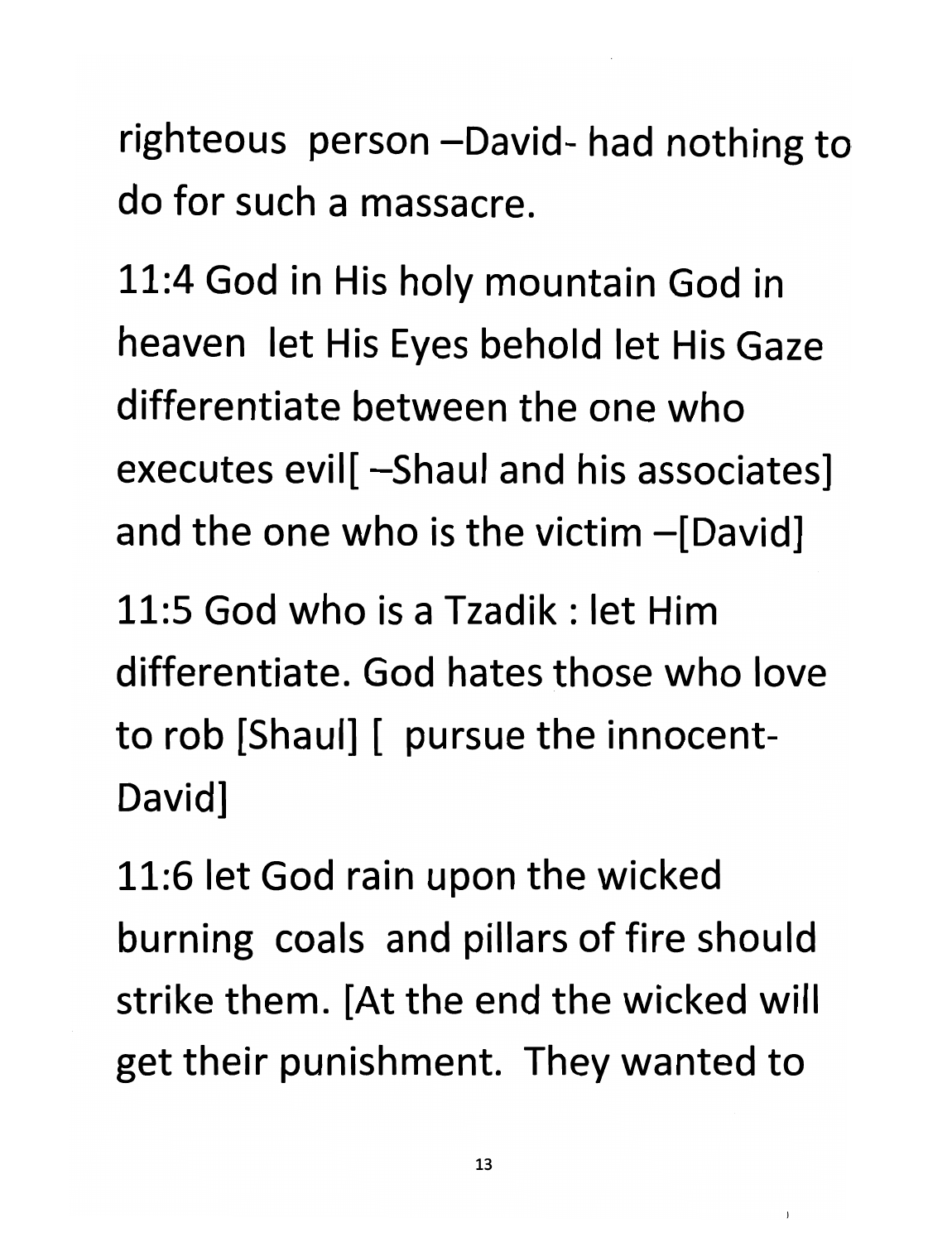righteous person –David- had nothing to do for such a massacre.

11:4 God in His holy mountain God in heaven let His Eyes behold let His Gaze differentiate between the one who executes evil[ –Shaul and his associates] and the one who is the victim –[David]

11:5 God who is a Tzadik : let Him differentiate. God hates those who love to rob [Shaul] [ pursue the innocent-David]

11:6 let God rain upon the wicked burning coals and pillars of fire should strike them. [At the end the wicked will get their punishment. They wanted to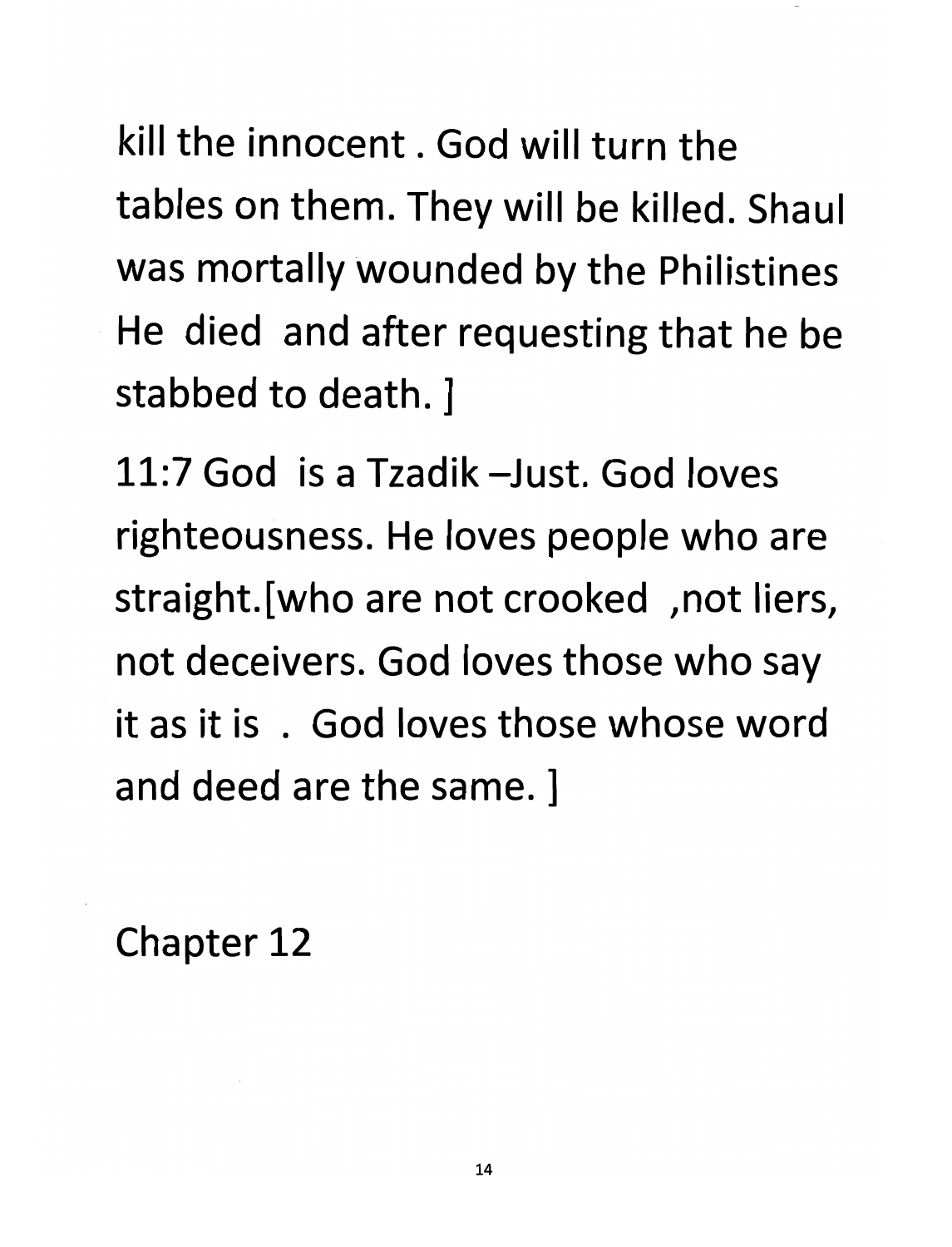kill the innocent . God will turn the tables on them. They will be killed. Shaul was mortally wounded by the Philistines He died and after requesting that he be stabbed to death. ]

11:7 God is a Tzadik –Just. God loves righteousness. He loves people who are straight.[who are not crooked ,not liers, not deceivers. God loves those who say it as it is . God loves those whose word and deed are the same. ]

## Chapter 12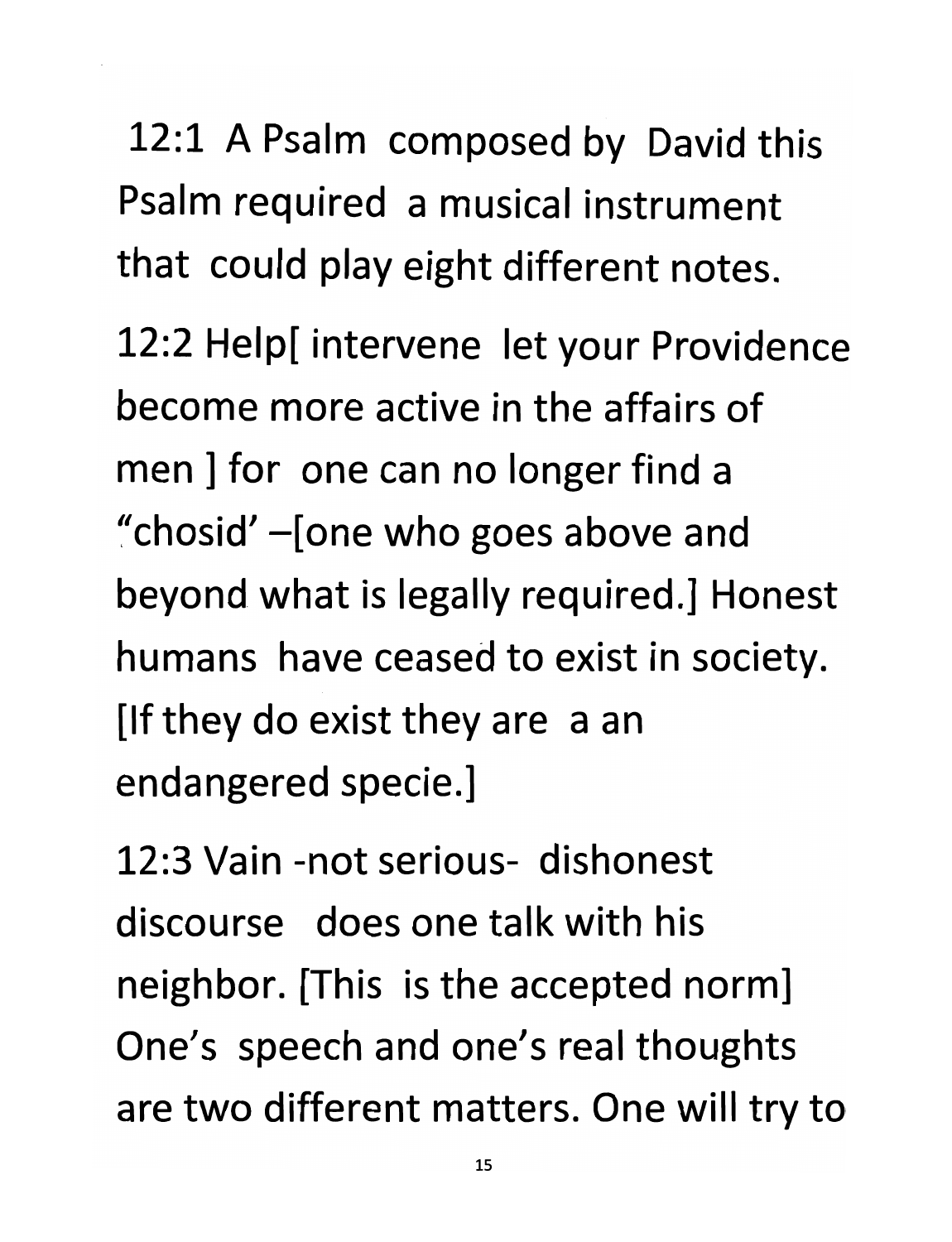12:1 A Psalm composed by David this Psalm required a musical instrument that could play eight different notes.

12:2 Help[ intervene let your Providence become more active in the affairs of men ] for one can no longer find a "chosid' –[one who goes above and beyond what is legally required.] Honest humans have ceased to exist in society. [If they do exist they are a an endangered specie.]

12:3 Vain -not serious- dishonest discourse does one talk with his neighbor. [This is the accepted norm] One's speech and one's real thoughts are two different matters. One will try to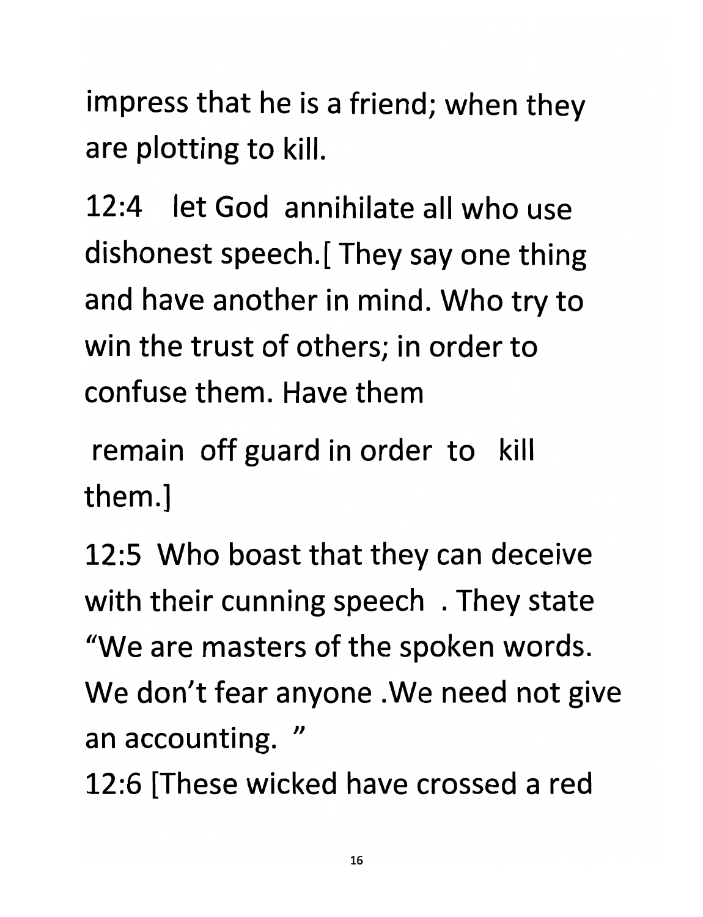impress that he is a friend; when they are plotting to kill.

12:4 let God annihilate all who use dishonest speech.[ They say one thing and have another in mind. Who try to win the trust of others; in order to confuse them. Have them remain off guard in order to kill them.]

12:5 Who boast that they can deceive with their cunning speech . They state "We are masters of the spoken words. We don't fear anyone .We need not give an accounting. "

12:6 [These wicked have crossed a red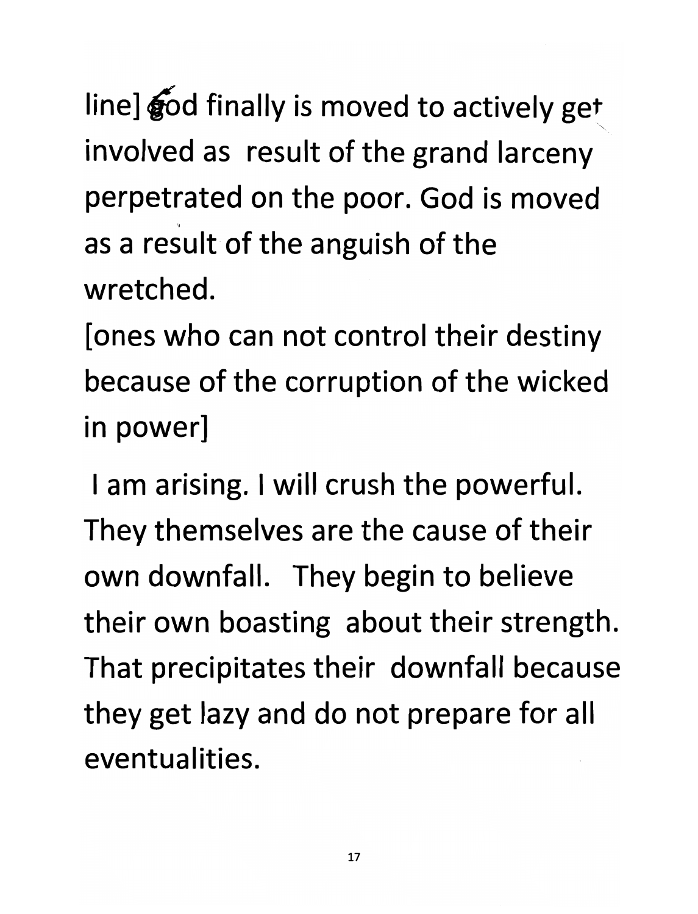line] god finally is moved to actively get involved as result of the grand larceny perpetrated on the poor. God is moved as a result of the anguish of the wretched.

[ones who can not control their destiny because of the corruption of the wicked in power]

I am arising. I will crush the powerful. They themselves are the cause of their own downfall. They begin to believe their own boasting about their strength. That precipitates their downfall because they get lazy and do not prepare for all eventualities.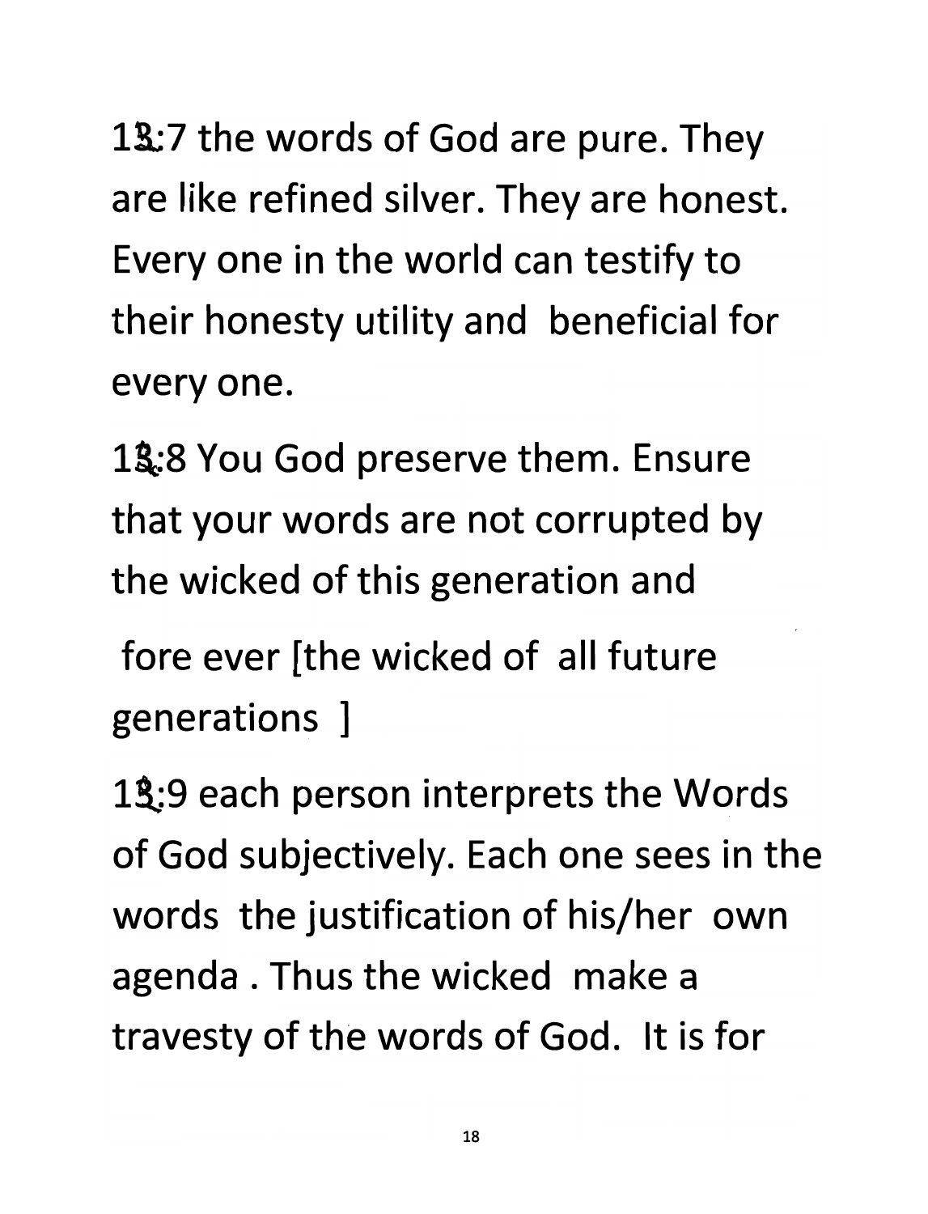12:7 the words of God are pure. They are like refined silver. They are honest. Every one in the world can testify to their honesty utility and beneficial for every one.

12:8 You God preserve them. Ensure that your words are not corrupted by the wicked of this generation and

fore ever [the wicked of all future generations ]

12:9 each person interprets the Words of God subjectively. Each one sees in the words the justification of his/her own agenda . Thus the wicked make a travesty of the words of God. It is for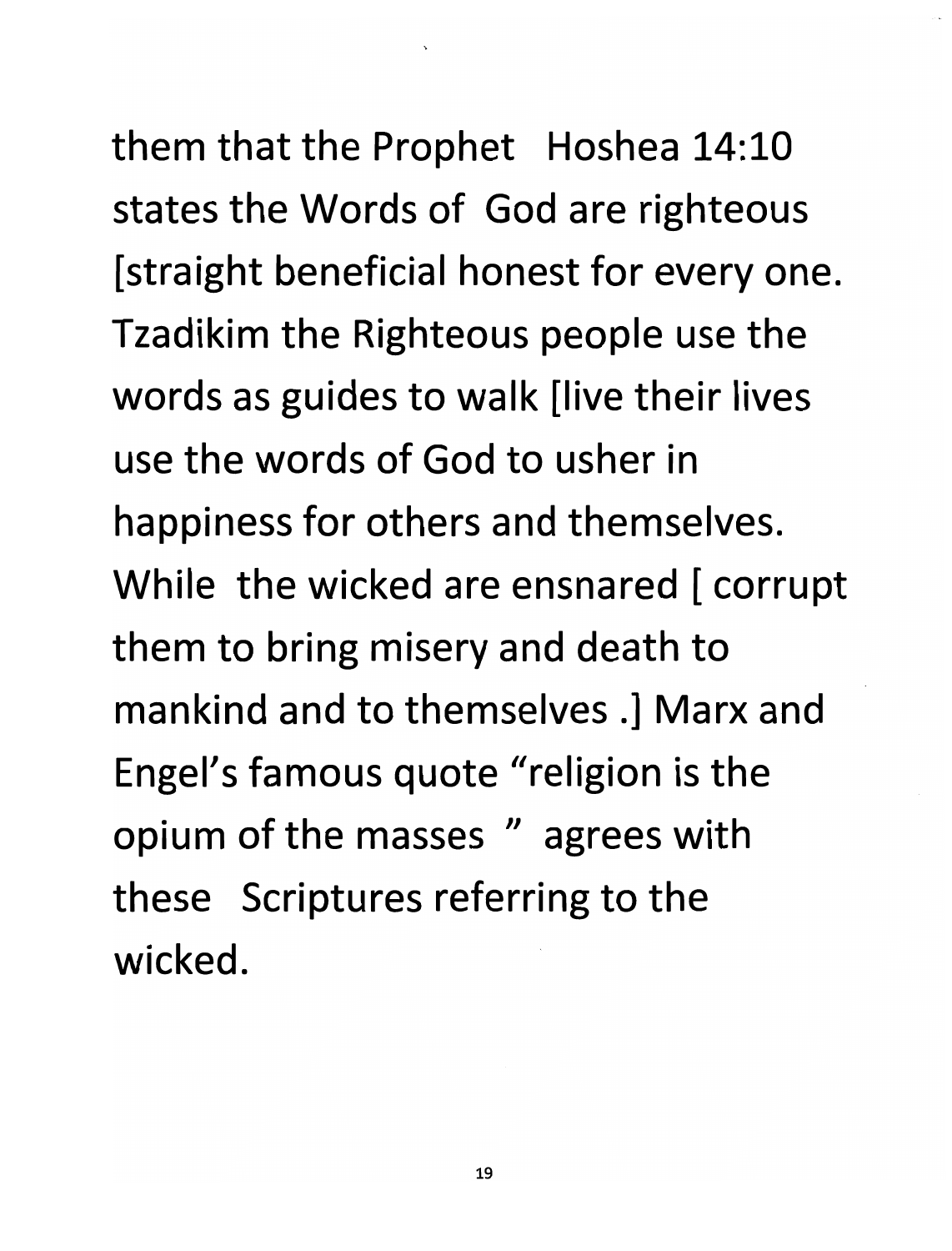them that the Prophet Hoshea 14:10 states the Words of God are righteous [straight beneficial honest for every one. Tzadikim the Righteous people use the words as guides to walk [live their lives use the words of God to usher in happiness for others and themselves. While the wicked are ensnared [ corrupt them to bring misery and death to mankind and to themselves .] Marx and Engel's famous quote "religion is the opium of the masses " agrees with these Scriptures referring to the wicked.